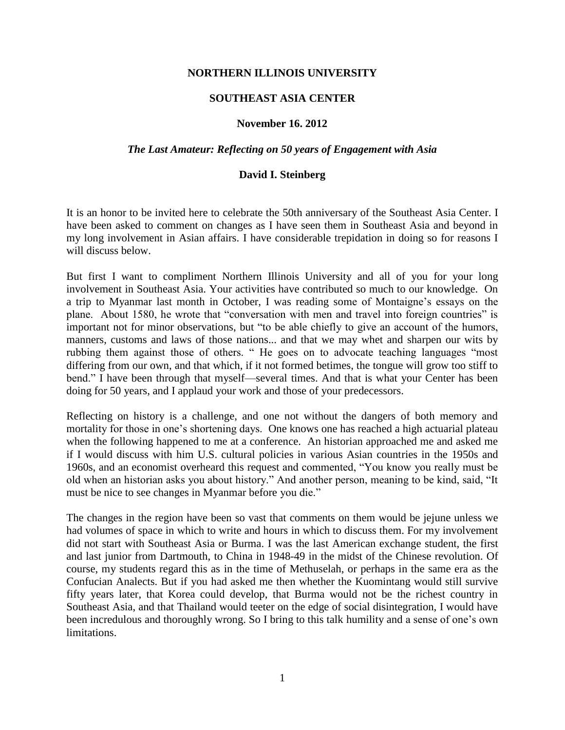**NORTHERN ILLINOIS UNIVERSITY**

**SOUTHEAST ASIA CENTER**

**November 16. 2012**

***The Last Amateur: Reflecting on 50 years of Engagement with Asia***

**David I. Steinberg**

It is an honor to be invited here to celebrate the 50th anniversary of the Southeast Asia Center. I have been asked to comment on changes as I have seen them in Southeast Asia and beyond in my long involvement in Asian affairs. I have considerable trepidation in doing so for reasons I will discuss below.

But first I want to compliment Northern Illinois University and all of you for your long involvement in Southeast Asia. Your activities have contributed so much to our knowledge. On a trip to Myanmar last month in October, I was reading some of Montaigne's essays on the plane. About 1580, he wrote that "conversation with men and travel into foreign countries" is important not for minor observations, but "to be able chiefly to give an account of the humors, manners, customs and laws of those nations... and that we may whet and sharpen our wits by rubbing them against those of others. " He goes on to advocate teaching languages "most differing from our own, and that which, if it not formed betimes, the tongue will grow too stiff to bend." I have been through that myself—several times. And that is what your Center has been doing for 50 years, and I applaud your work and those of your predecessors.

Reflecting on history is a challenge, and one not without the dangers of both memory and mortality for those in one's shortening days. One knows one has reached a high actuarial plateau when the following happened to me at a conference. An historian approached me and asked me if I would discuss with him U.S. cultural policies in various Asian countries in the 1950s and 1960s, and an economist overheard this request and commented, "You know you really must be old when an historian asks you about history." And another person, meaning to be kind, said, "It must be nice to see changes in Myanmar before you die."

The changes in the region have been so vast that comments on them would be jejune unless we had volumes of space in which to write and hours in which to discuss them. For my involvement did not start with Southeast Asia or Burma. I was the last American exchange student, the first and last junior from Dartmouth, to China in 1948-49 in the midst of the Chinese revolution. Of course, my students regard this as in the time of Methuselah, or perhaps in the same era as the Confucian Analects. But if you had asked me then whether the Kuomintang would still survive fifty years later, that Korea could develop, that Burma would not be the richest country in Southeast Asia, and that Thailand would teeter on the edge of social disintegration, I would have been incredulous and thoroughly wrong. So I bring to this talk humility and a sense of one's own limitations.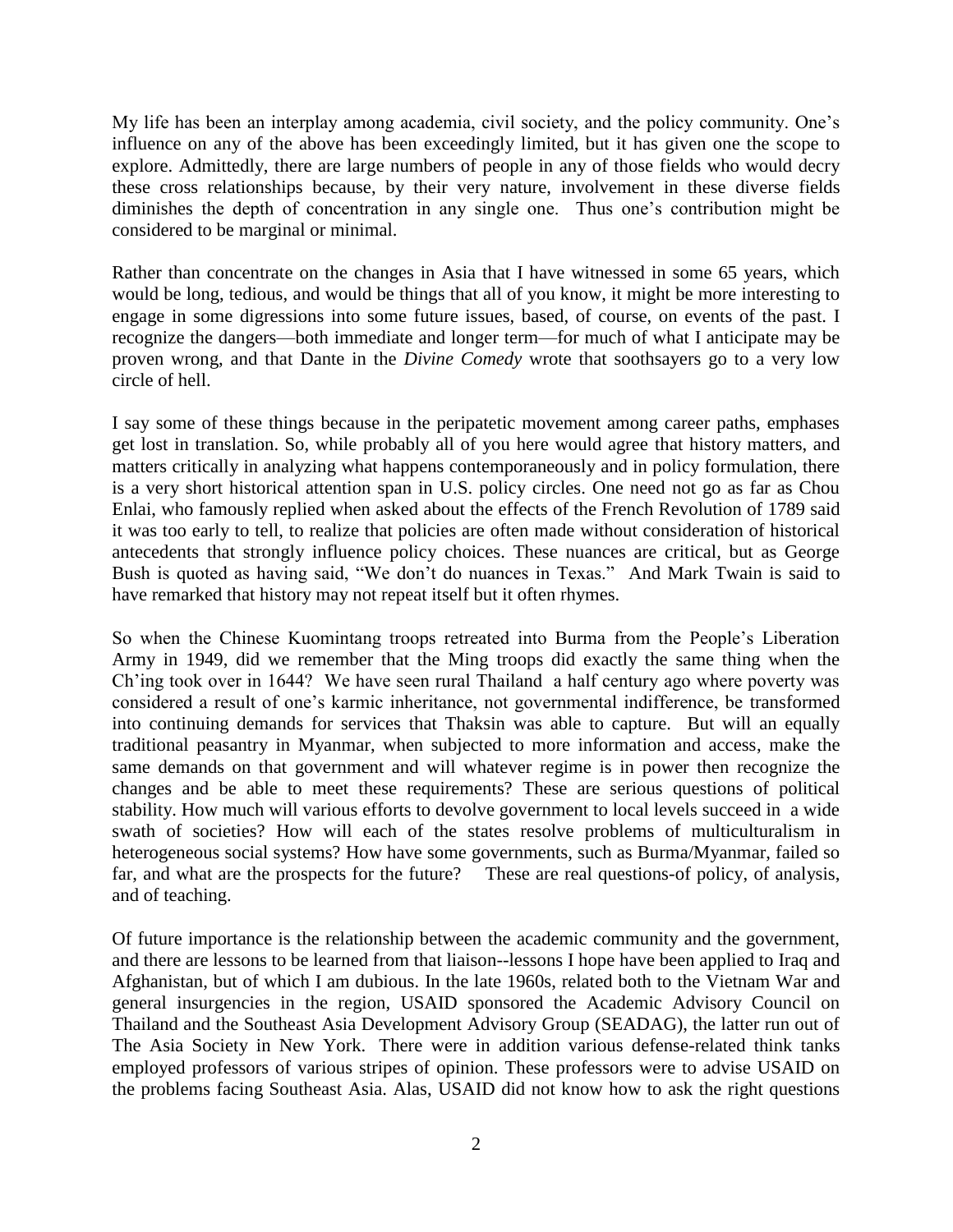My life has been an interplay among academia, civil society, and the policy community. One's influence on any of the above has been exceedingly limited, but it has given one the scope to explore. Admittedly, there are large numbers of people in any of those fields who would decry these cross relationships because, by their very nature, involvement in these diverse fields diminishes the depth of concentration in any single one. Thus one's contribution might be considered to be marginal or minimal.

Rather than concentrate on the changes in Asia that I have witnessed in some 65 years, which would be long, tedious, and would be things that all of you know, it might be more interesting to engage in some digressions into some future issues, based, of course, on events of the past. I recognize the dangers—both immediate and longer term—for much of what I anticipate may be proven wrong, and that Dante in the *Divine Comedy* wrote that soothsayers go to a very low circle of hell.

I say some of these things because in the peripatetic movement among career paths, emphases get lost in translation. So, while probably all of you here would agree that history matters, and matters critically in analyzing what happens contemporaneously and in policy formulation, there is a very short historical attention span in U.S. policy circles. One need not go as far as Chou Enlai, who famously replied when asked about the effects of the French Revolution of 1789 said it was too early to tell, to realize that policies are often made without consideration of historical antecedents that strongly influence policy choices. These nuances are critical, but as George Bush is quoted as having said, "We don't do nuances in Texas." And Mark Twain is said to have remarked that history may not repeat itself but it often rhymes.

So when the Chinese Kuomintang troops retreated into Burma from the People's Liberation Army in 1949, did we remember that the Ming troops did exactly the same thing when the Ch'ing took over in 1644? We have seen rural Thailand a half century ago where poverty was considered a result of one's karmic inheritance, not governmental indifference, be transformed into continuing demands for services that Thaksin was able to capture. But will an equally traditional peasantry in Myanmar, when subjected to more information and access, make the same demands on that government and will whatever regime is in power then recognize the changes and be able to meet these requirements? These are serious questions of political stability. How much will various efforts to devolve government to local levels succeed in a wide swath of societies? How will each of the states resolve problems of multiculturalism in heterogeneous social systems? How have some governments, such as Burma/Myanmar, failed so far, and what are the prospects for the future? These are real questions-of policy, of analysis, and of teaching.

Of future importance is the relationship between the academic community and the government, and there are lessons to be learned from that liaison--lessons I hope have been applied to Iraq and Afghanistan, but of which I am dubious. In the late 1960s, related both to the Vietnam War and general insurgencies in the region, USAID sponsored the Academic Advisory Council on Thailand and the Southeast Asia Development Advisory Group (SEADAG), the latter run out of The Asia Society in New York. There were in addition various defense-related think tanks employed professors of various stripes of opinion. These professors were to advise USAID on the problems facing Southeast Asia. Alas, USAID did not know how to ask the right questions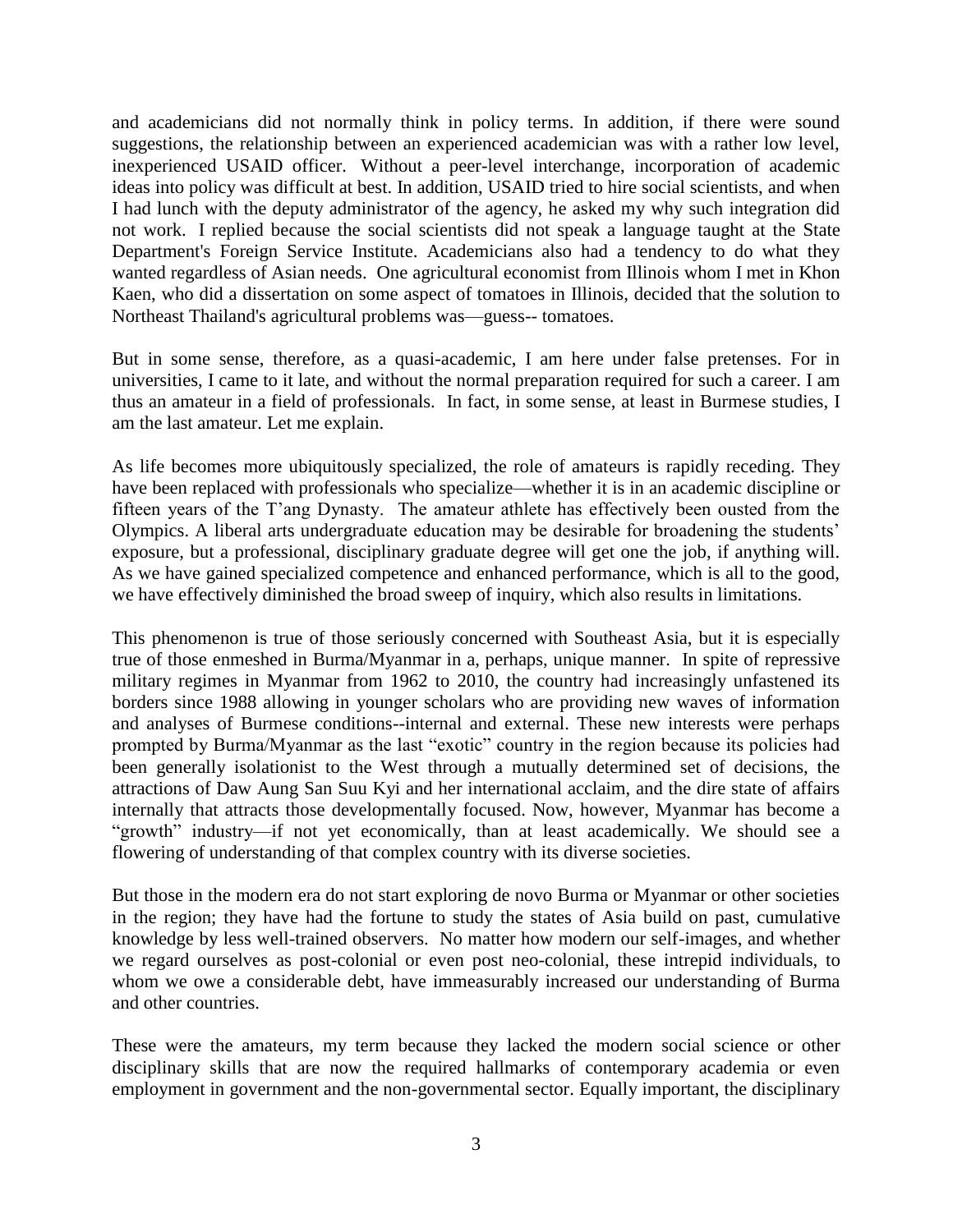and academicians did not normally think in policy terms. In addition, if there were sound suggestions, the relationship between an experienced academician was with a rather low level, inexperienced USAID officer. Without a peer-level interchange, incorporation of academic ideas into policy was difficult at best. In addition, USAID tried to hire social scientists, and when I had lunch with the deputy administrator of the agency, he asked my why such integration did not work. I replied because the social scientists did not speak a language taught at the State Department's Foreign Service Institute. Academicians also had a tendency to do what they wanted regardless of Asian needs. One agricultural economist from Illinois whom I met in Khon Kaen, who did a dissertation on some aspect of tomatoes in Illinois, decided that the solution to Northeast Thailand's agricultural problems was—guess-- tomatoes.

But in some sense, therefore, as a quasi-academic, I am here under false pretenses. For in universities, I came to it late, and without the normal preparation required for such a career. I am thus an amateur in a field of professionals. In fact, in some sense, at least in Burmese studies, I am the last amateur. Let me explain.

As life becomes more ubiquitously specialized, the role of amateurs is rapidly receding. They have been replaced with professionals who specialize—whether it is in an academic discipline or fifteen years of the T'ang Dynasty. The amateur athlete has effectively been ousted from the Olympics. A liberal arts undergraduate education may be desirable for broadening the students' exposure, but a professional, disciplinary graduate degree will get one the job, if anything will. As we have gained specialized competence and enhanced performance, which is all to the good, we have effectively diminished the broad sweep of inquiry, which also results in limitations.

This phenomenon is true of those seriously concerned with Southeast Asia, but it is especially true of those enmeshed in Burma/Myanmar in a, perhaps, unique manner. In spite of repressive military regimes in Myanmar from 1962 to 2010, the country had increasingly unfastened its borders since 1988 allowing in younger scholars who are providing new waves of information and analyses of Burmese conditions--internal and external. These new interests were perhaps prompted by Burma/Myanmar as the last "exotic" country in the region because its policies had been generally isolationist to the West through a mutually determined set of decisions, the attractions of Daw Aung San Suu Kyi and her international acclaim, and the dire state of affairs internally that attracts those developmentally focused. Now, however, Myanmar has become a "growth" industry—if not yet economically, than at least academically. We should see a flowering of understanding of that complex country with its diverse societies.

But those in the modern era do not start exploring de novo Burma or Myanmar or other societies in the region; they have had the fortune to study the states of Asia build on past, cumulative knowledge by less well-trained observers. No matter how modern our self-images, and whether we regard ourselves as post-colonial or even post neo-colonial, these intrepid individuals, to whom we owe a considerable debt, have immeasurably increased our understanding of Burma and other countries.

These were the amateurs, my term because they lacked the modern social science or other disciplinary skills that are now the required hallmarks of contemporary academia or even employment in government and the non-governmental sector. Equally important, the disciplinary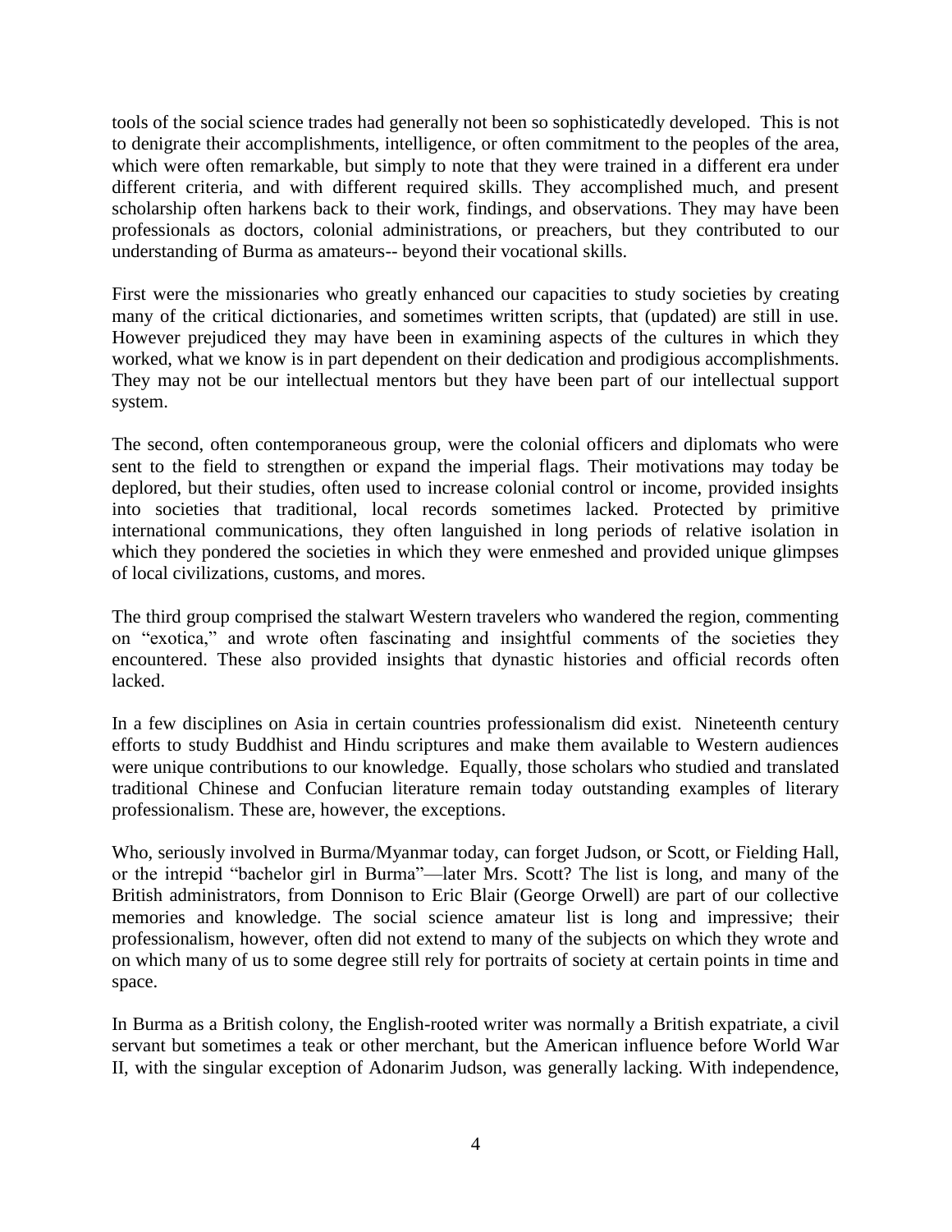tools of the social science trades had generally not been so sophisticatedly developed. This is not to denigrate their accomplishments, intelligence, or often commitment to the peoples of the area, which were often remarkable, but simply to note that they were trained in a different era under different criteria, and with different required skills. They accomplished much, and present scholarship often harkens back to their work, findings, and observations. They may have been professionals as doctors, colonial administrations, or preachers, but they contributed to our understanding of Burma as amateurs-- beyond their vocational skills.

First were the missionaries who greatly enhanced our capacities to study societies by creating many of the critical dictionaries, and sometimes written scripts, that (updated) are still in use. However prejudiced they may have been in examining aspects of the cultures in which they worked, what we know is in part dependent on their dedication and prodigious accomplishments. They may not be our intellectual mentors but they have been part of our intellectual support system.

The second, often contemporaneous group, were the colonial officers and diplomats who were sent to the field to strengthen or expand the imperial flags. Their motivations may today be deplored, but their studies, often used to increase colonial control or income, provided insights into societies that traditional, local records sometimes lacked. Protected by primitive international communications, they often languished in long periods of relative isolation in which they pondered the societies in which they were enmeshed and provided unique glimpses of local civilizations, customs, and mores.

The third group comprised the stalwart Western travelers who wandered the region, commenting on "exotica," and wrote often fascinating and insightful comments of the societies they encountered. These also provided insights that dynastic histories and official records often lacked.

In a few disciplines on Asia in certain countries professionalism did exist. Nineteenth century efforts to study Buddhist and Hindu scriptures and make them available to Western audiences were unique contributions to our knowledge. Equally, those scholars who studied and translated traditional Chinese and Confucian literature remain today outstanding examples of literary professionalism. These are, however, the exceptions.

Who, seriously involved in Burma/Myanmar today, can forget Judson, or Scott, or Fielding Hall, or the intrepid "bachelor girl in Burma"—later Mrs. Scott? The list is long, and many of the British administrators, from Donnison to Eric Blair (George Orwell) are part of our collective memories and knowledge. The social science amateur list is long and impressive; their professionalism, however, often did not extend to many of the subjects on which they wrote and on which many of us to some degree still rely for portraits of society at certain points in time and space.

In Burma as a British colony, the English-rooted writer was normally a British expatriate, a civil servant but sometimes a teak or other merchant, but the American influence before World War II, with the singular exception of Adonarim Judson, was generally lacking. With independence,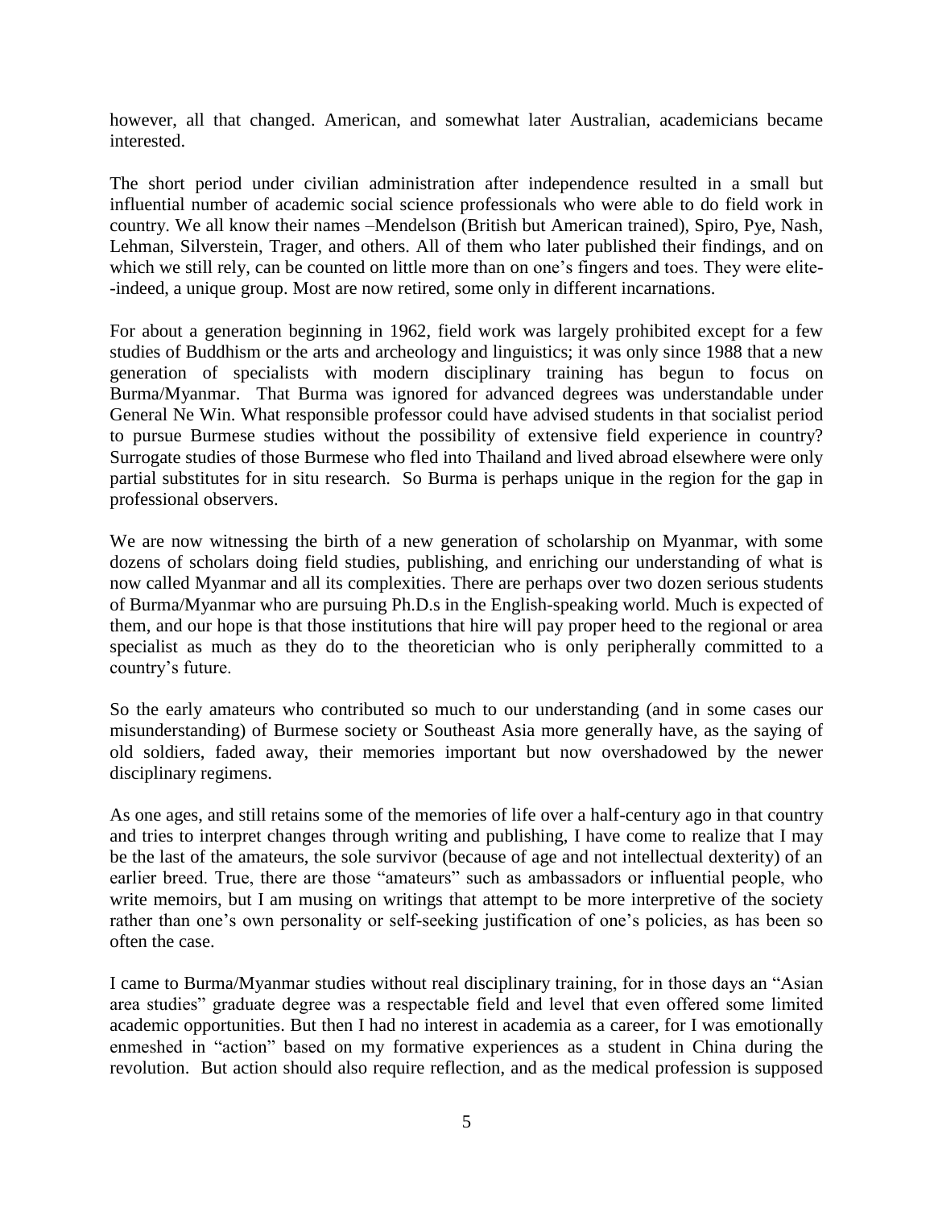however, all that changed. American, and somewhat later Australian, academicians became interested.

The short period under civilian administration after independence resulted in a small but influential number of academic social science professionals who were able to do field work in country. We all know their names –Mendelson (British but American trained), Spiro, Pye, Nash, Lehman, Silverstein, Trager, and others. All of them who later published their findings, and on which we still rely, can be counted on little more than on one's fingers and toes. They were elite--indeed, a unique group. Most are now retired, some only in different incarnations.

For about a generation beginning in 1962, field work was largely prohibited except for a few studies of Buddhism or the arts and archeology and linguistics; it was only since 1988 that a new generation of specialists with modern disciplinary training has begun to focus on Burma/Myanmar. That Burma was ignored for advanced degrees was understandable under General Ne Win. What responsible professor could have advised students in that socialist period to pursue Burmese studies without the possibility of extensive field experience in country? Surrogate studies of those Burmese who fled into Thailand and lived abroad elsewhere were only partial substitutes for in situ research. So Burma is perhaps unique in the region for the gap in professional observers.

We are now witnessing the birth of a new generation of scholarship on Myanmar, with some dozens of scholars doing field studies, publishing, and enriching our understanding of what is now called Myanmar and all its complexities. There are perhaps over two dozen serious students of Burma/Myanmar who are pursuing Ph.D.s in the English-speaking world. Much is expected of them, and our hope is that those institutions that hire will pay proper heed to the regional or area specialist as much as they do to the theoretician who is only peripherally committed to a country's future.

So the early amateurs who contributed so much to our understanding (and in some cases our misunderstanding) of Burmese society or Southeast Asia more generally have, as the saying of old soldiers, faded away, their memories important but now overshadowed by the newer disciplinary regimens.

As one ages, and still retains some of the memories of life over a half-century ago in that country and tries to interpret changes through writing and publishing, I have come to realize that I may be the last of the amateurs, the sole survivor (because of age and not intellectual dexterity) of an earlier breed. True, there are those "amateurs" such as ambassadors or influential people, who write memoirs, but I am musing on writings that attempt to be more interpretive of the society rather than one's own personality or self-seeking justification of one's policies, as has been so often the case.

I came to Burma/Myanmar studies without real disciplinary training, for in those days an "Asian area studies" graduate degree was a respectable field and level that even offered some limited academic opportunities. But then I had no interest in academia as a career, for I was emotionally enmeshed in "action" based on my formative experiences as a student in China during the revolution. But action should also require reflection, and as the medical profession is supposed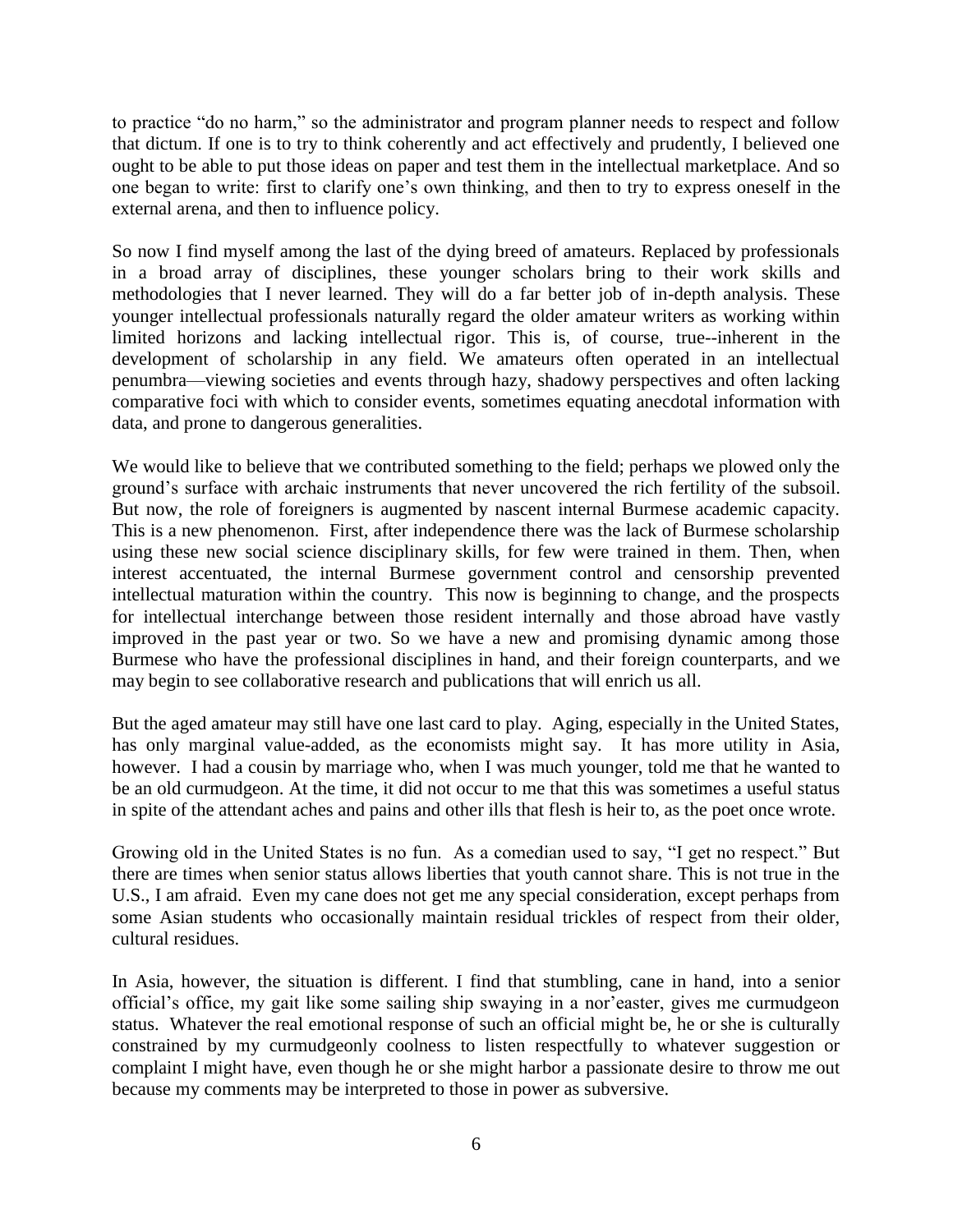to practice "do no harm," so the administrator and program planner needs to respect and follow that dictum. If one is to try to think coherently and act effectively and prudently, I believed one ought to be able to put those ideas on paper and test them in the intellectual marketplace. And so one began to write: first to clarify one's own thinking, and then to try to express oneself in the external arena, and then to influence policy.

So now I find myself among the last of the dying breed of amateurs. Replaced by professionals in a broad array of disciplines, these younger scholars bring to their work skills and methodologies that I never learned. They will do a far better job of in-depth analysis. These younger intellectual professionals naturally regard the older amateur writers as working within limited horizons and lacking intellectual rigor. This is, of course, true--inherent in the development of scholarship in any field. We amateurs often operated in an intellectual penumbra—viewing societies and events through hazy, shadowy perspectives and often lacking comparative foci with which to consider events, sometimes equating anecdotal information with data, and prone to dangerous generalities.

We would like to believe that we contributed something to the field; perhaps we plowed only the ground's surface with archaic instruments that never uncovered the rich fertility of the subsoil. But now, the role of foreigners is augmented by nascent internal Burmese academic capacity. This is a new phenomenon. First, after independence there was the lack of Burmese scholarship using these new social science disciplinary skills, for few were trained in them. Then, when interest accentuated, the internal Burmese government control and censorship prevented intellectual maturation within the country. This now is beginning to change, and the prospects for intellectual interchange between those resident internally and those abroad have vastly improved in the past year or two. So we have a new and promising dynamic among those Burmese who have the professional disciplines in hand, and their foreign counterparts, and we may begin to see collaborative research and publications that will enrich us all.

But the aged amateur may still have one last card to play. Aging, especially in the United States, has only marginal value-added, as the economists might say. It has more utility in Asia, however. I had a cousin by marriage who, when I was much younger, told me that he wanted to be an old curmudgeon. At the time, it did not occur to me that this was sometimes a useful status in spite of the attendant aches and pains and other ills that flesh is heir to, as the poet once wrote.

Growing old in the United States is no fun. As a comedian used to say, "I get no respect." But there are times when senior status allows liberties that youth cannot share. This is not true in the U.S., I am afraid. Even my cane does not get me any special consideration, except perhaps from some Asian students who occasionally maintain residual trickles of respect from their older, cultural residues.

In Asia, however, the situation is different. I find that stumbling, cane in hand, into a senior official's office, my gait like some sailing ship swaying in a nor'easter, gives me curmudgeon status. Whatever the real emotional response of such an official might be, he or she is culturally constrained by my curmudgeonly coolness to listen respectfully to whatever suggestion or complaint I might have, even though he or she might harbor a passionate desire to throw me out because my comments may be interpreted to those in power as subversive.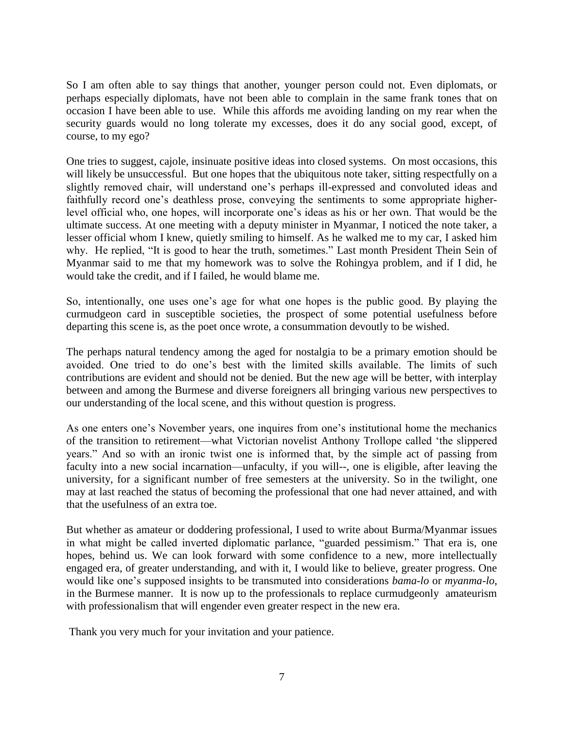So I am often able to say things that another, younger person could not. Even diplomats, or perhaps especially diplomats, have not been able to complain in the same frank tones that on occasion I have been able to use. While this affords me avoiding landing on my rear when the security guards would no long tolerate my excesses, does it do any social good, except, of course, to my ego?

One tries to suggest, cajole, insinuate positive ideas into closed systems. On most occasions, this will likely be unsuccessful. But one hopes that the ubiquitous note taker, sitting respectfully on a slightly removed chair, will understand one's perhaps ill-expressed and convoluted ideas and faithfully record one's deathless prose, conveying the sentiments to some appropriate higher-level official who, one hopes, will incorporate one's ideas as his or her own. That would be the ultimate success. At one meeting with a deputy minister in Myanmar, I noticed the note taker, a lesser official whom I knew, quietly smiling to himself. As he walked me to my car, I asked him why. He replied, "It is good to hear the truth, sometimes." Last month President Thein Sein of Myanmar said to me that my homework was to solve the Rohingya problem, and if I did, he would take the credit, and if I failed, he would blame me.

So, intentionally, one uses one's age for what one hopes is the public good. By playing the curmudgeon card in susceptible societies, the prospect of some potential usefulness before departing this scene is, as the poet once wrote, a consummation devoutly to be wished.

The perhaps natural tendency among the aged for nostalgia to be a primary emotion should be avoided. One tried to do one's best with the limited skills available. The limits of such contributions are evident and should not be denied. But the new age will be better, with interplay between and among the Burmese and diverse foreigners all bringing various new perspectives to our understanding of the local scene, and this without question is progress.

As one enters one's November years, one inquires from one's institutional home the mechanics of the transition to retirement—what Victorian novelist Anthony Trollope called 'the slippered years." And so with an ironic twist one is informed that, by the simple act of passing from faculty into a new social incarnation—unfaculty, if you will--, one is eligible, after leaving the university, for a significant number of free semesters at the university. So in the twilight, one may at last reached the status of becoming the professional that one had never attained, and with that the usefulness of an extra toe.

But whether as amateur or doddering professional, I used to write about Burma/Myanmar issues in what might be called inverted diplomatic parlance, "guarded pessimism." That era is, one hopes, behind us. We can look forward with some confidence to a new, more intellectually engaged era, of greater understanding, and with it, I would like to believe, greater progress. One would like one's supposed insights to be transmuted into considerations *bama-lo* or *myanma-lo*, in the Burmese manner. It is now up to the professionals to replace curmudgeonly amateurism with professionalism that will engender even greater respect in the new era.

Thank you very much for your invitation and your patience.